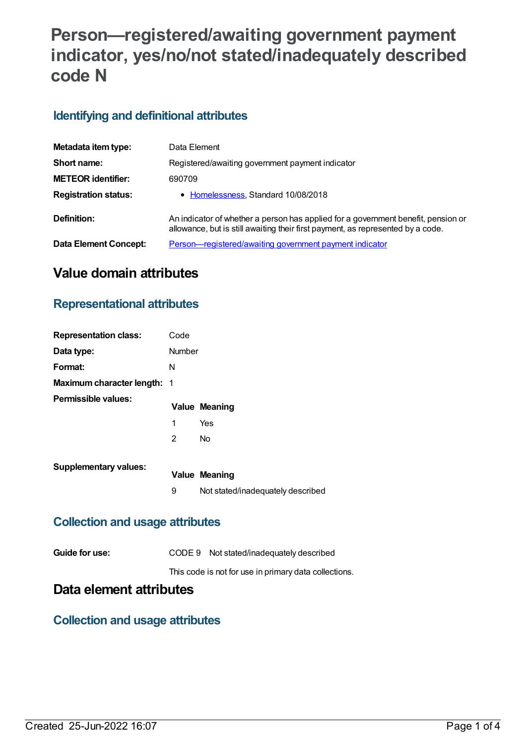# Person—registered/awaiting government payment indicator, yes/no/not stated/inadequately described code N

## Identifying and definitional attributes

| | |
|---|---|
| **Metadata item type:** | Data Element |
| **Short name:** | Registered/awaiting government payment indicator |
| **METEOR identifier:** | 690709 |
| **Registration status:** | • Homelessness, Standard 10/08/2018 |
| **Definition:** | An indicator of whether a person has applied for a government benefit, pension or allowance, but is still awaiting their first payment, as represented by a code. |
| **Data Element Concept:** | Person—registered/awaiting government payment indicator |

# Value domain attributes

## Representational attributes

| | |
|---|---|
| **Representation class:** | Code |
| **Data type:** | Number |
| **Format:** | N |
| **Maximum character length:** | 1 |

**Permissible values:**

| Value | Meaning |
|---|---|
| 1 | Yes |
| 2 | No |

**Supplementary values:**

| Value | Meaning |
|---|---|
| 9 | Not stated/inadequately described |

## Collection and usage attributes

**Guide for use:**

CODE 9 Not stated/inadequately described

This code is not for use in primary data collections.

# Data element attributes

## Collection and usage attributes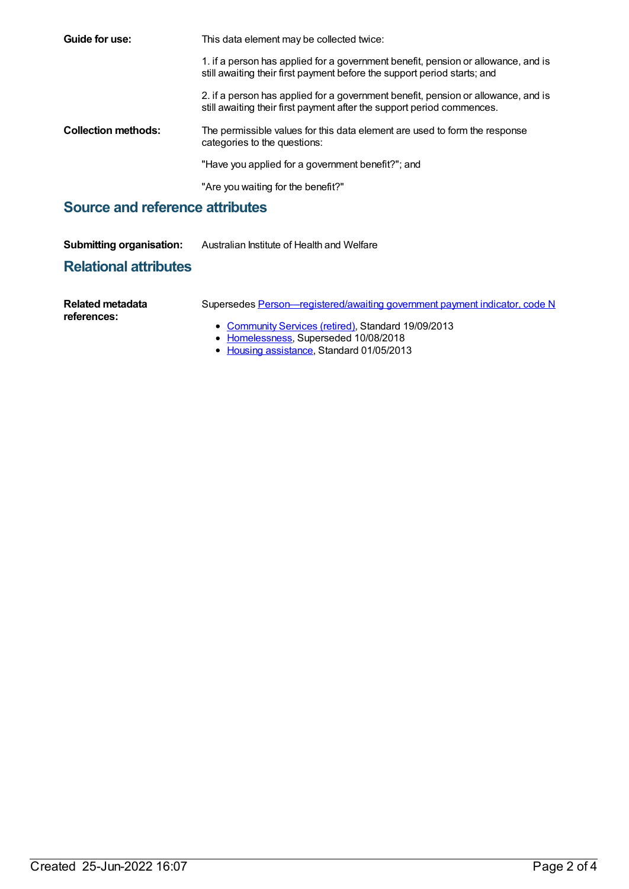**Guide for use:** This data element may be collected twice:

1. if a person has applied for a government benefit, pension or allowance, and is still awaiting their first payment before the support period starts; and

2. if a person has applied for a government benefit, pension or allowance, and is still awaiting their first payment after the support period commences.

**Collection methods:** The permissible values for this data element are used to form the response categories to the questions:

"Have you applied for a government benefit?"; and

"Are you waiting for the benefit?"

## Source and reference attributes

**Submitting organisation:** Australian Institute of Health and Welfare

## Relational attributes

**Related metadata references:** Supersedes Person—registered/awaiting government payment indicator, code N

- Community Services (retired), Standard 19/09/2013
- Homelessness, Superseded 10/08/2018
- Housing assistance, Standard 01/05/2013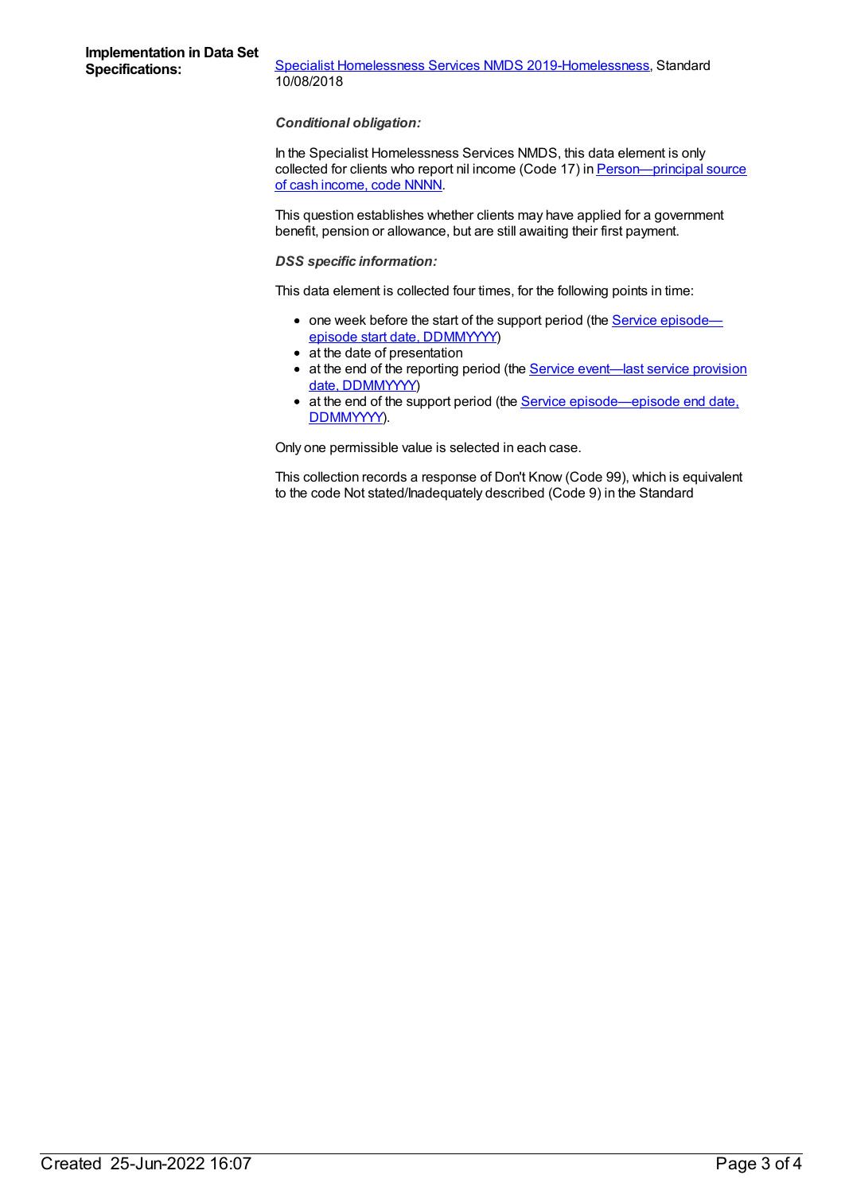**Implementation in Data Set Specifications:**

[Specialist Homelessness Services NMDS 2019-Homelessness](), Standard 10/08/2018

***Conditional obligation:***

In the Specialist Homelessness Services NMDS, this data element is only collected for clients who report nil income (Code 17) in [Person—principal source of cash income, code NNNN]().

This question establishes whether clients may have applied for a government benefit, pension or allowance, but are still awaiting their first payment.

***DSS specific information:***

This data element is collected four times, for the following points in time:

- one week before the start of the support period (the [Service episode—episode start date, DDMMYYYY]())
- at the date of presentation
- at the end of the reporting period (the [Service event—last service provision date, DDMMYYYY]())
- at the end of the support period (the [Service episode—episode end date, DDMMYYYY]()).

Only one permissible value is selected in each case.

This collection records a response of Don't Know (Code 99), which is equivalent to the code Not stated/Inadequately described (Code 9) in the Standard